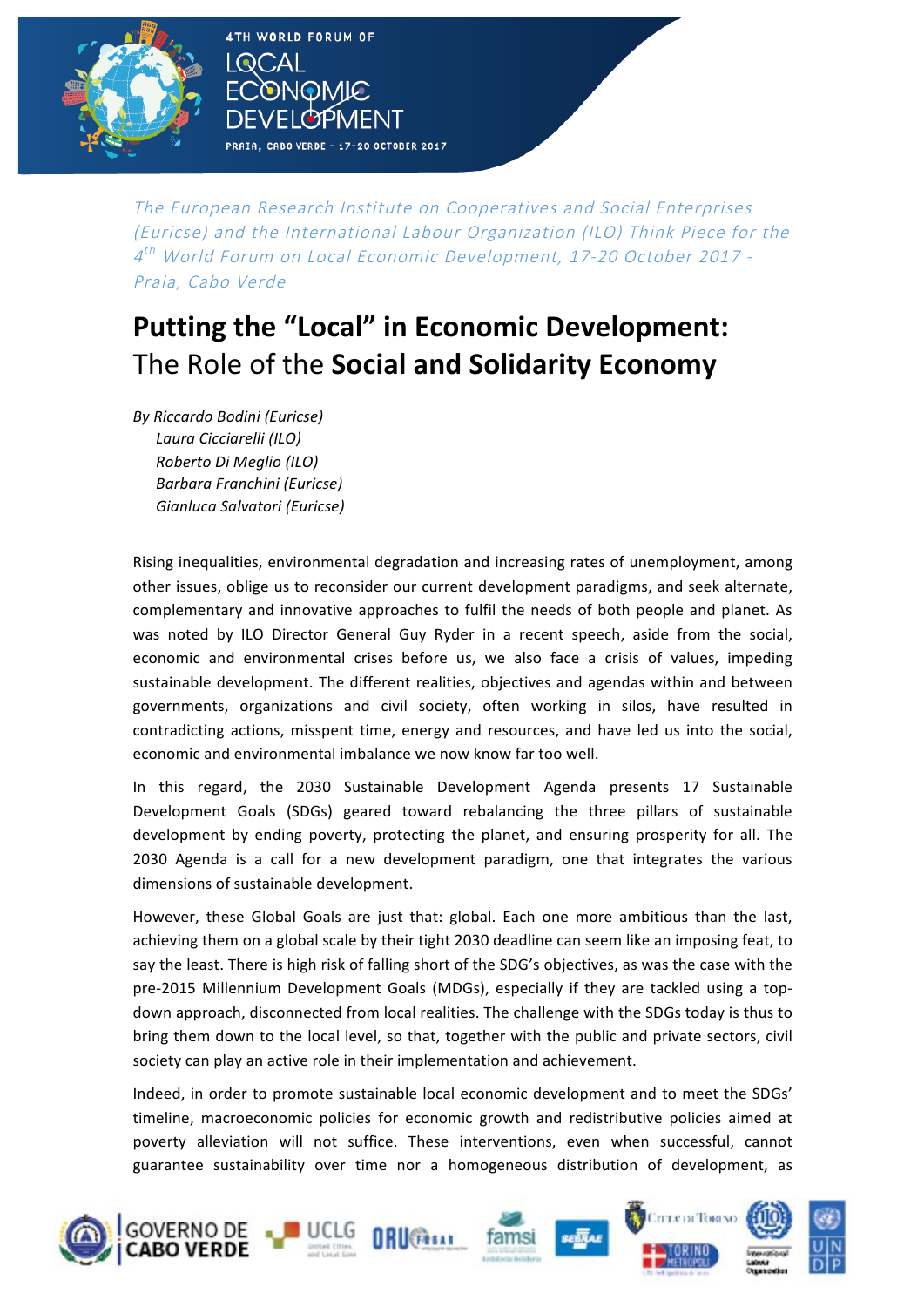4TH WORLD FORUM OF LOCAL ECONOMIC DEVELOPMENT

PRAIA, CABO VERDE – 17-20 OCTOBER 2017

*The European Research Institute on Cooperatives and Social Enterprises (Euricse) and the International Labour Organization (ILO) Think Piece for the 4th World Forum on Local Economic Development, 17-20 October 2017 - Praia, Cabo Verde*

# Putting the "Local" in Economic Development: The Role of the Social and Solidarity Economy

*By Riccardo Bodini (Euricse)*
*Laura Cicciarelli (ILO)*
*Roberto Di Meglio (ILO)*
*Barbara Franchini (Euricse)*
*Gianluca Salvatori (Euricse)*

Rising inequalities, environmental degradation and increasing rates of unemployment, among other issues, oblige us to reconsider our current development paradigms, and seek alternate, complementary and innovative approaches to fulfil the needs of both people and planet. As was noted by ILO Director General Guy Ryder in a recent speech, aside from the social, economic and environmental crises before us, we also face a crisis of values, impeding sustainable development. The different realities, objectives and agendas within and between governments, organizations and civil society, often working in silos, have resulted in contradicting actions, misspent time, energy and resources, and have led us into the social, economic and environmental imbalance we now know far too well.

In this regard, the 2030 Sustainable Development Agenda presents 17 Sustainable Development Goals (SDGs) geared toward rebalancing the three pillars of sustainable development by ending poverty, protecting the planet, and ensuring prosperity for all. The 2030 Agenda is a call for a new development paradigm, one that integrates the various dimensions of sustainable development.

However, these Global Goals are just that: global. Each one more ambitious than the last, achieving them on a global scale by their tight 2030 deadline can seem like an imposing feat, to say the least. There is high risk of falling short of the SDG's objectives, as was the case with the pre-2015 Millennium Development Goals (MDGs), especially if they are tackled using a top-down approach, disconnected from local realities. The challenge with the SDGs today is thus to bring them down to the local level, so that, together with the public and private sectors, civil society can play an active role in their implementation and achievement.

Indeed, in order to promote sustainable local economic development and to meet the SDGs' timeline, macroeconomic policies for economic growth and redistributive policies aimed at poverty alleviation will not suffice. These interventions, even when successful, cannot guarantee sustainability over time nor a homogeneous distribution of development, as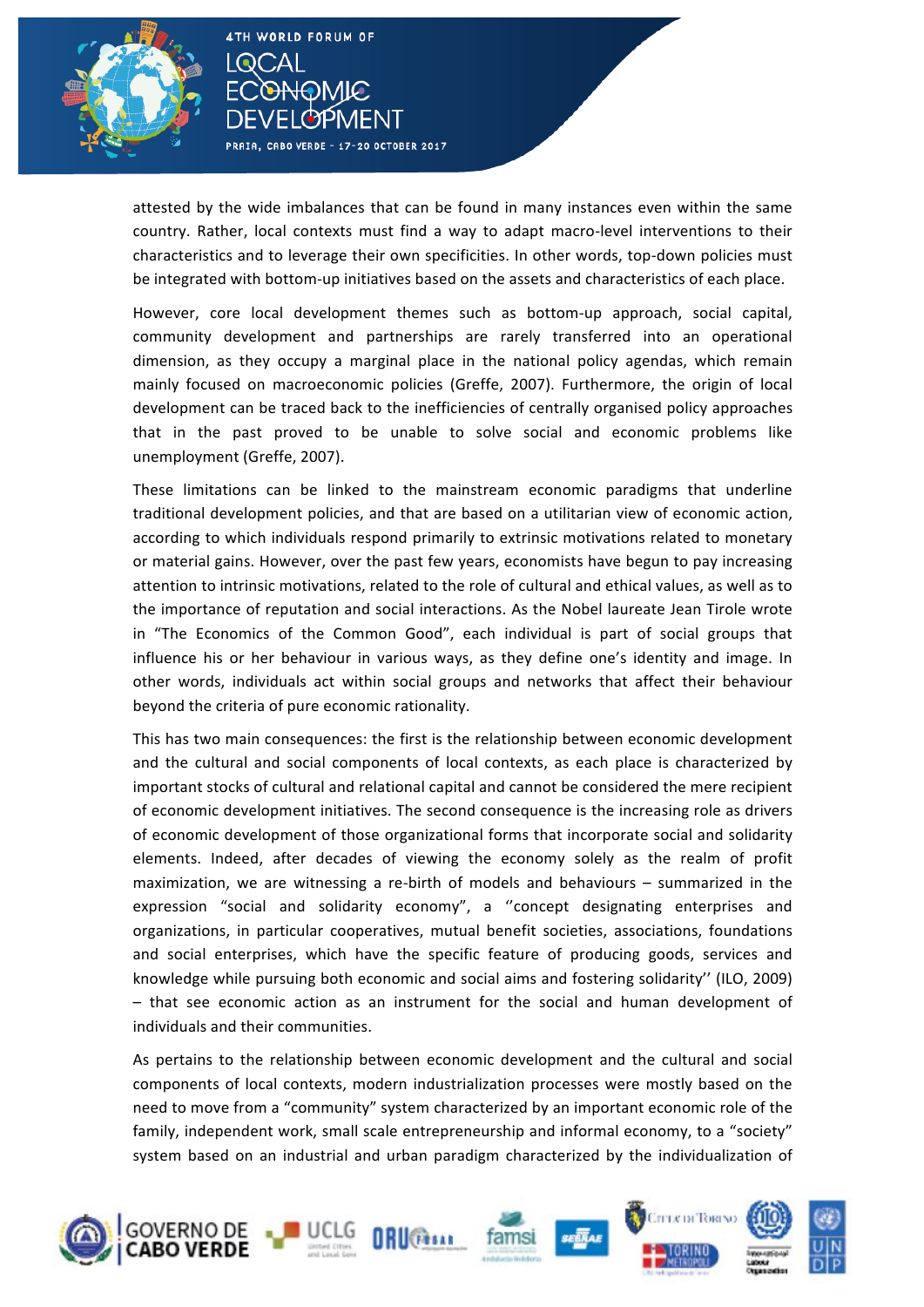attested by the wide imbalances that can be found in many instances even within the same country. Rather, local contexts must find a way to adapt macro-level interventions to their characteristics and to leverage their own specificities. In other words, top-down policies must be integrated with bottom-up initiatives based on the assets and characteristics of each place.

However, core local development themes such as bottom-up approach, social capital, community development and partnerships are rarely transferred into an operational dimension, as they occupy a marginal place in the national policy agendas, which remain mainly focused on macroeconomic policies (Greffe, 2007). Furthermore, the origin of local development can be traced back to the inefficiencies of centrally organised policy approaches that in the past proved to be unable to solve social and economic problems like unemployment (Greffe, 2007).

These limitations can be linked to the mainstream economic paradigms that underline traditional development policies, and that are based on a utilitarian view of economic action, according to which individuals respond primarily to extrinsic motivations related to monetary or material gains. However, over the past few years, economists have begun to pay increasing attention to intrinsic motivations, related to the role of cultural and ethical values, as well as to the importance of reputation and social interactions. As the Nobel laureate Jean Tirole wrote in "The Economics of the Common Good", each individual is part of social groups that influence his or her behaviour in various ways, as they define one's identity and image. In other words, individuals act within social groups and networks that affect their behaviour beyond the criteria of pure economic rationality.

This has two main consequences: the first is the relationship between economic development and the cultural and social components of local contexts, as each place is characterized by important stocks of cultural and relational capital and cannot be considered the mere recipient of economic development initiatives. The second consequence is the increasing role as drivers of economic development of those organizational forms that incorporate social and solidarity elements. Indeed, after decades of viewing the economy solely as the realm of profit maximization, we are witnessing a re-birth of models and behaviours – summarized in the expression "social and solidarity economy", a ''concept designating enterprises and organizations, in particular cooperatives, mutual benefit societies, associations, foundations and social enterprises, which have the specific feature of producing goods, services and knowledge while pursuing both economic and social aims and fostering solidarity'' (ILO, 2009) – that see economic action as an instrument for the social and human development of individuals and their communities.

As pertains to the relationship between economic development and the cultural and social components of local contexts, modern industrialization processes were mostly based on the need to move from a "community" system characterized by an important economic role of the family, independent work, small scale entrepreneurship and informal economy, to a "society" system based on an industrial and urban paradigm characterized by the individualization of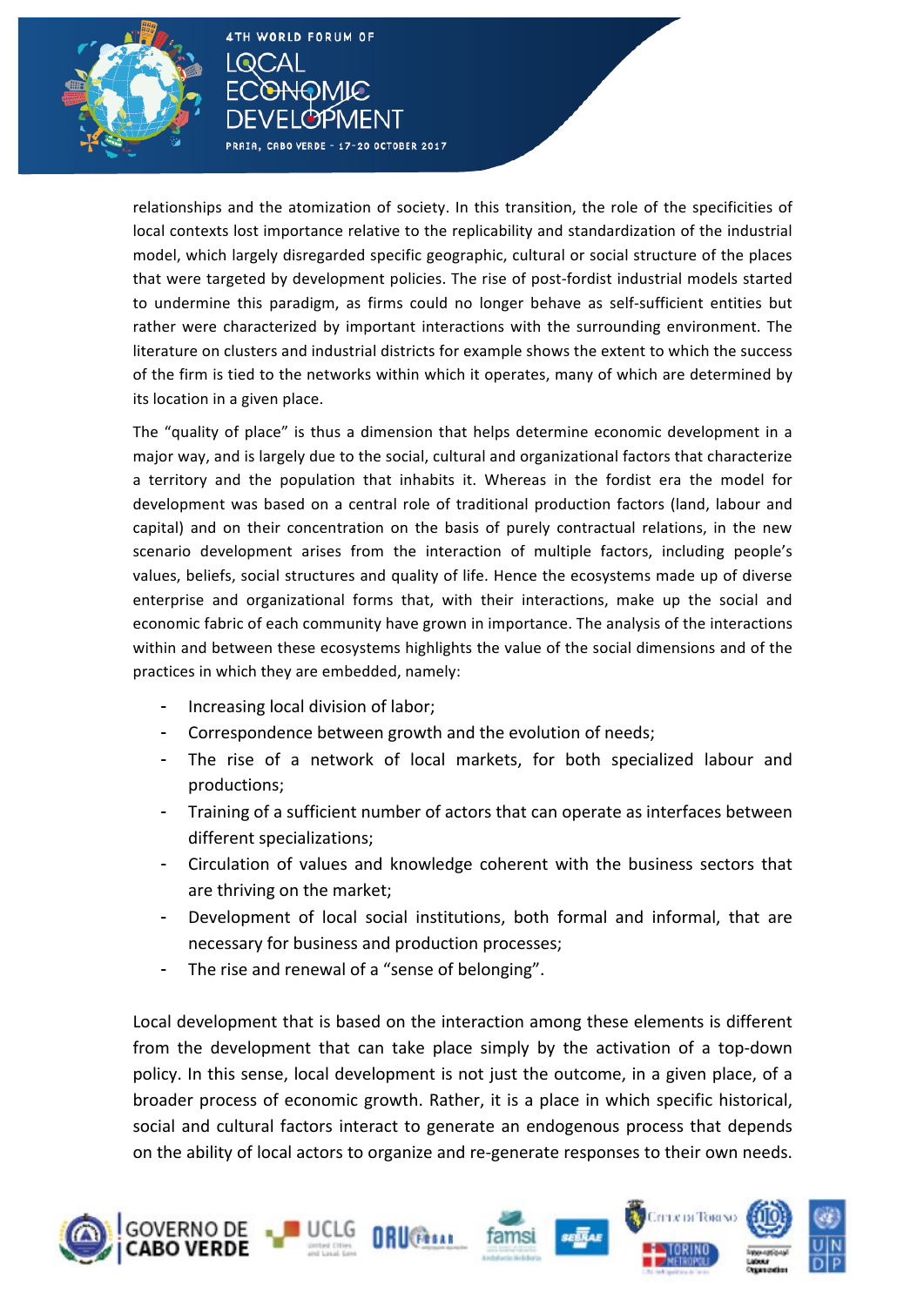relationships and the atomization of society. In this transition, the role of the specificities of local contexts lost importance relative to the replicability and standardization of the industrial model, which largely disregarded specific geographic, cultural or social structure of the places that were targeted by development policies. The rise of post-fordist industrial models started to undermine this paradigm, as firms could no longer behave as self-sufficient entities but rather were characterized by important interactions with the surrounding environment. The literature on clusters and industrial districts for example shows the extent to which the success of the firm is tied to the networks within which it operates, many of which are determined by its location in a given place.

The "quality of place" is thus a dimension that helps determine economic development in a major way, and is largely due to the social, cultural and organizational factors that characterize a territory and the population that inhabits it. Whereas in the fordist era the model for development was based on a central role of traditional production factors (land, labour and capital) and on their concentration on the basis of purely contractual relations, in the new scenario development arises from the interaction of multiple factors, including people's values, beliefs, social structures and quality of life. Hence the ecosystems made up of diverse enterprise and organizational forms that, with their interactions, make up the social and economic fabric of each community have grown in importance. The analysis of the interactions within and between these ecosystems highlights the value of the social dimensions and of the practices in which they are embedded, namely:

- Increasing local division of labor;
- Correspondence between growth and the evolution of needs;
- The rise of a network of local markets, for both specialized labour and productions;
- Training of a sufficient number of actors that can operate as interfaces between different specializations;
- Circulation of values and knowledge coherent with the business sectors that are thriving on the market;
- Development of local social institutions, both formal and informal, that are necessary for business and production processes;
- The rise and renewal of a "sense of belonging".

Local development that is based on the interaction among these elements is different from the development that can take place simply by the activation of a top-down policy. In this sense, local development is not just the outcome, in a given place, of a broader process of economic growth. Rather, it is a place in which specific historical, social and cultural factors interact to generate an endogenous process that depends on the ability of local actors to organize and re-generate responses to their own needs.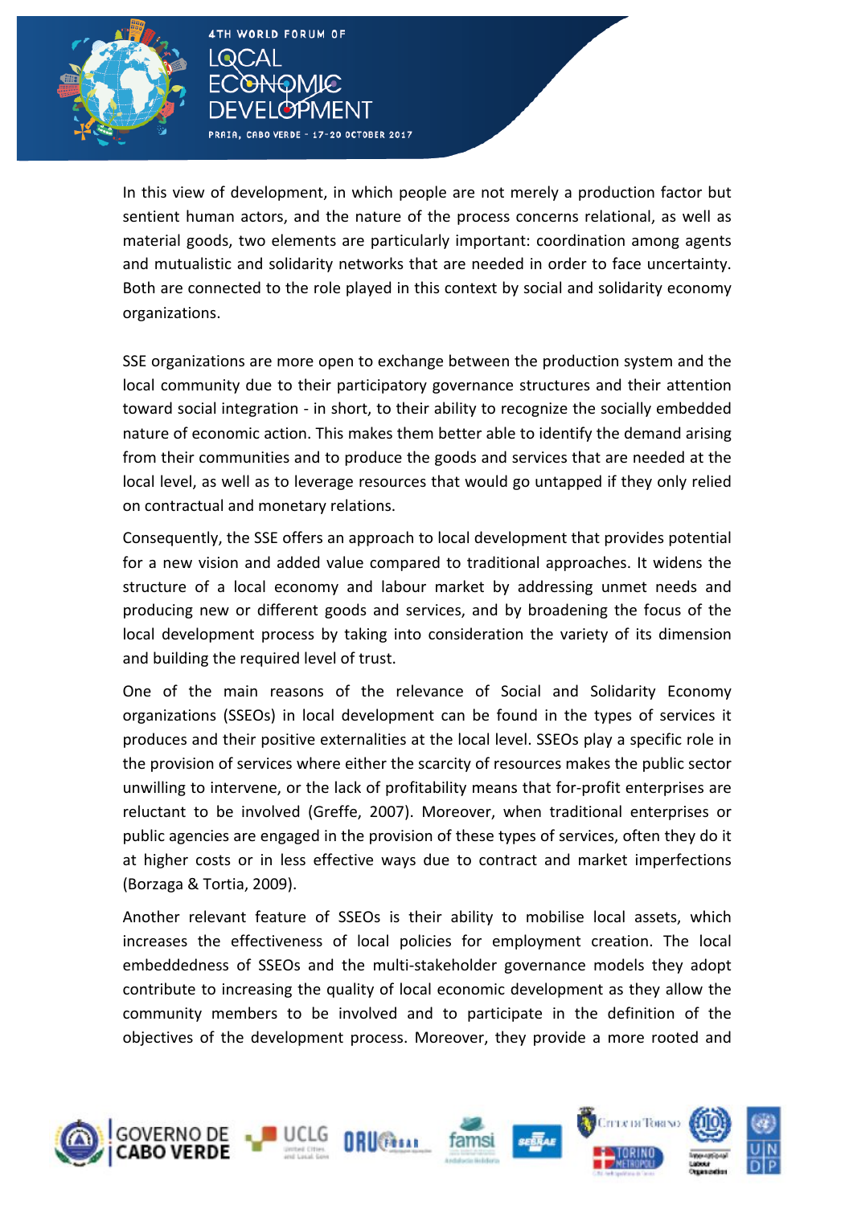In this view of development, in which people are not merely a production factor but sentient human actors, and the nature of the process concerns relational, as well as material goods, two elements are particularly important: coordination among agents and mutualistic and solidarity networks that are needed in order to face uncertainty. Both are connected to the role played in this context by social and solidarity economy organizations.

SSE organizations are more open to exchange between the production system and the local community due to their participatory governance structures and their attention toward social integration - in short, to their ability to recognize the socially embedded nature of economic action. This makes them better able to identify the demand arising from their communities and to produce the goods and services that are needed at the local level, as well as to leverage resources that would go untapped if they only relied on contractual and monetary relations.

Consequently, the SSE offers an approach to local development that provides potential for a new vision and added value compared to traditional approaches. It widens the structure of a local economy and labour market by addressing unmet needs and producing new or different goods and services, and by broadening the focus of the local development process by taking into consideration the variety of its dimension and building the required level of trust.

One of the main reasons of the relevance of Social and Solidarity Economy organizations (SSEOs) in local development can be found in the types of services it produces and their positive externalities at the local level. SSEOs play a specific role in the provision of services where either the scarcity of resources makes the public sector unwilling to intervene, or the lack of profitability means that for-profit enterprises are reluctant to be involved (Greffe, 2007). Moreover, when traditional enterprises or public agencies are engaged in the provision of these types of services, often they do it at higher costs or in less effective ways due to contract and market imperfections (Borzaga & Tortia, 2009).

Another relevant feature of SSEOs is their ability to mobilise local assets, which increases the effectiveness of local policies for employment creation. The local embeddedness of SSEOs and the multi-stakeholder governance models they adopt contribute to increasing the quality of local economic development as they allow the community members to be involved and to participate in the definition of the objectives of the development process. Moreover, they provide a more rooted and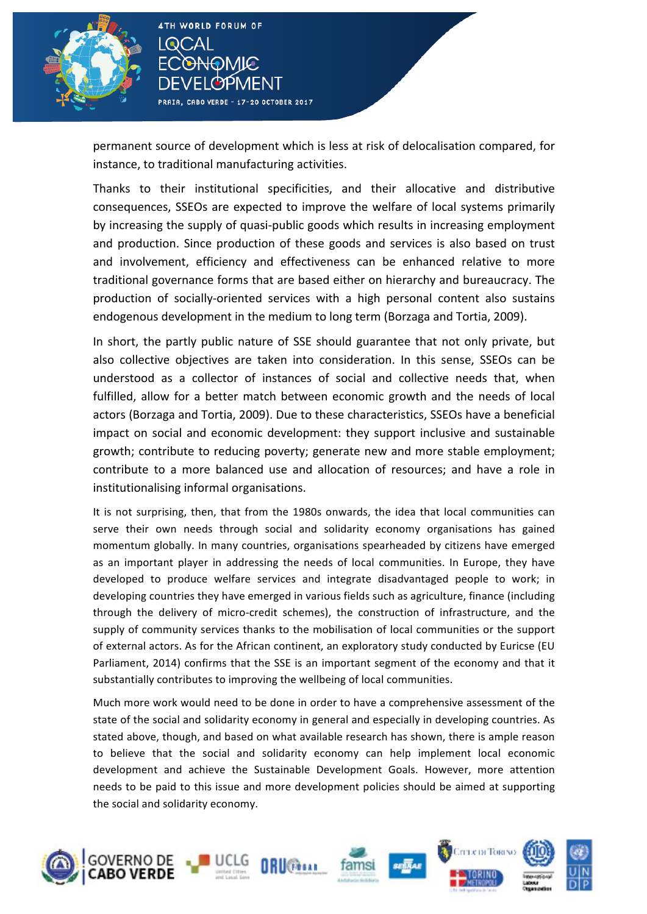permanent source of development which is less at risk of delocalisation compared, for instance, to traditional manufacturing activities.

Thanks to their institutional specificities, and their allocative and distributive consequences, SSEOs are expected to improve the welfare of local systems primarily by increasing the supply of quasi-public goods which results in increasing employment and production. Since production of these goods and services is also based on trust and involvement, efficiency and effectiveness can be enhanced relative to more traditional governance forms that are based either on hierarchy and bureaucracy. The production of socially-oriented services with a high personal content also sustains endogenous development in the medium to long term (Borzaga and Tortia, 2009).

In short, the partly public nature of SSE should guarantee that not only private, but also collective objectives are taken into consideration. In this sense, SSEOs can be understood as a collector of instances of social and collective needs that, when fulfilled, allow for a better match between economic growth and the needs of local actors (Borzaga and Tortia, 2009). Due to these characteristics, SSEOs have a beneficial impact on social and economic development: they support inclusive and sustainable growth; contribute to reducing poverty; generate new and more stable employment; contribute to a more balanced use and allocation of resources; and have a role in institutionalising informal organisations.

It is not surprising, then, that from the 1980s onwards, the idea that local communities can serve their own needs through social and solidarity economy organisations has gained momentum globally. In many countries, organisations spearheaded by citizens have emerged as an important player in addressing the needs of local communities. In Europe, they have developed to produce welfare services and integrate disadvantaged people to work; in developing countries they have emerged in various fields such as agriculture, finance (including through the delivery of micro-credit schemes), the construction of infrastructure, and the supply of community services thanks to the mobilisation of local communities or the support of external actors. As for the African continent, an exploratory study conducted by Euricse (EU Parliament, 2014) confirms that the SSE is an important segment of the economy and that it substantially contributes to improving the wellbeing of local communities.

Much more work would need to be done in order to have a comprehensive assessment of the state of the social and solidarity economy in general and especially in developing countries. As stated above, though, and based on what available research has shown, there is ample reason to believe that the social and solidarity economy can help implement local economic development and achieve the Sustainable Development Goals. However, more attention needs to be paid to this issue and more development policies should be aimed at supporting the social and solidarity economy.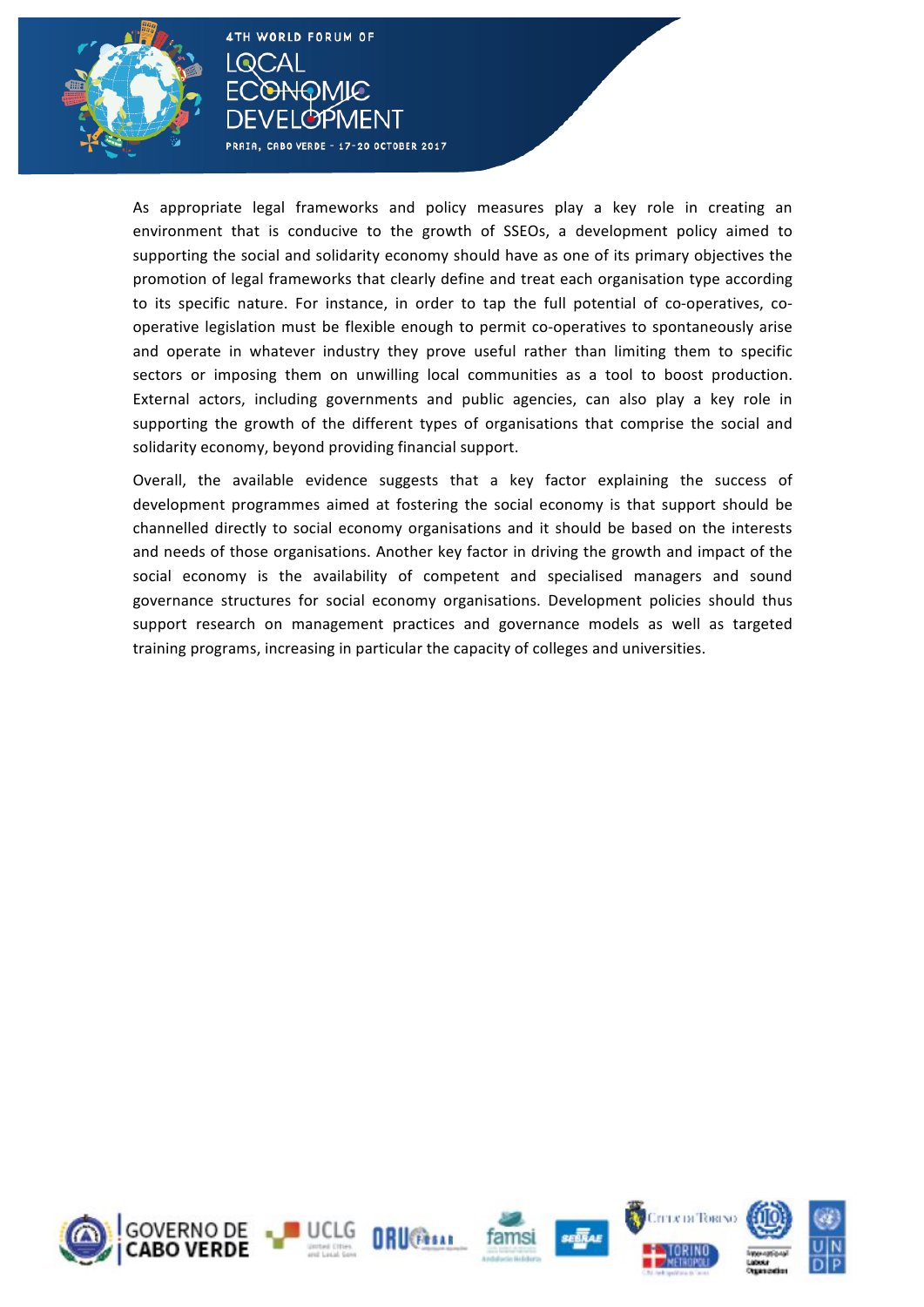As appropriate legal frameworks and policy measures play a key role in creating an environment that is conducive to the growth of SSEOs, a development policy aimed to supporting the social and solidarity economy should have as one of its primary objectives the promotion of legal frameworks that clearly define and treat each organisation type according to its specific nature. For instance, in order to tap the full potential of co-operatives, co-operative legislation must be flexible enough to permit co-operatives to spontaneously arise and operate in whatever industry they prove useful rather than limiting them to specific sectors or imposing them on unwilling local communities as a tool to boost production. External actors, including governments and public agencies, can also play a key role in supporting the growth of the different types of organisations that comprise the social and solidarity economy, beyond providing financial support.

Overall, the available evidence suggests that a key factor explaining the success of development programmes aimed at fostering the social economy is that support should be channelled directly to social economy organisations and it should be based on the interests and needs of those organisations. Another key factor in driving the growth and impact of the social economy is the availability of competent and specialised managers and sound governance structures for social economy organisations. Development policies should thus support research on management practices and governance models as well as targeted training programs, increasing in particular the capacity of colleges and universities.